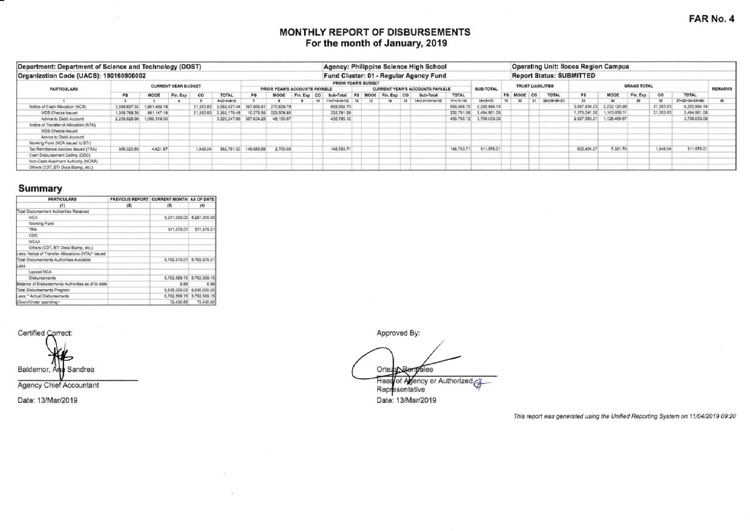**FAR No. 4**

# MONTHLY REPORT OF DISBURSEMENTS
## For the month of January, 2019

| Department: Department of Science and Technology (DOST) | Agency: Philippine Science High School | Operating Unit: Ilocos Region Campus |
|---|---|---|
| Organization Code (UACS): 190160900002 | Fund Cluster: 01 - Regular Agency Fund | Report Status: SUBMITTED |

| PARTICULARS | CURRENT YEAR BUDGET | | | | | PRIOR YEAR'S BUDGET | | | | | | | | | | | | SUB-TOTAL | TRUST LIABILITIES | | | | GRAND TOTAL | | | | | REMARKS |
|---|---|---|---|---|---|---|---|---|---|---|---|---|---|---|---|---|---|---|---|---|---|---|---|---|---|---|---|---|
| | | | | | | PRIOR YEAR'S ACCOUNTS PAYABLE | | | | | CURRENT YEAR'S ACCOUNTS PAYABLE | | | | | | | | | | | | | | | | | |
| | PS | MOOE | Fin. Exp | CO | TOTAL | PS | MOOE | Fin. Exp | CO | Sub-Total | PS | MOOE | Fin. Exp | CO | Sub-Total | TOTAL | | | PS | MOOE | CO | TOTAL | PS | MOOE | Fin. Exp | CO | TOTAL | |
| 1 | 2 | 3 | 4 | 5 | 6=(2+3+4+5) | 7 | 8 | 9 | 10 | 11=(7+8+9+10) | 12 | 13 | 14 | 15 | 16=(12+13+14+15) | 17=(11+16) | | 18=(6+17) | 19 | 20 | 21 | 22=(19+20+21) | 23 | 24 | 25 | 26 | 27=(23+24+25+26) | 28 |
| Notice of Cash Allocation (NCA) | 3,599,697.32 | 1,961,466.19 | | 21,263.93 | 5,582,427.44 | 397,906.91 | 270,659.79 | | | 668,566.70 | | | | | | 668,566.70 | | 6,250,994.14 | | | | | 3,997,604.23 | 2,232,125.98 | | 21,263.93 | 6,250,994.14 | |
| MDS Checks Issued | 1,359,768.36 | 881,147.19 | | 21,263.93 | 2,262,179.48 | 10,272.66 | 222,508.92 | | | 232,781.58 | | | | | | 232,781.58 | | 2,494,961.06 | | | | | 1,370,041.02 | 1,103,656.11 | | 21,263.93 | 2,494,961.06 | |
| Advice to Debit Account | 2,239,928.96 | 1,080,319.00 | | | 3,320,247.96 | 387,634.25 | 48,150.87 | | | 435,785.12 | | | | | | 435,785.12 | | 3,756,033.08 | | | | | 2,627,563.21 | 1,128,469.87 | | | 3,756,033.08 | |
| Notice of Transfer of Allocation (NTA) | | | | | | | | | | | | | | | | | | | | | | | | | | | | |
| MDS Checks Issued | | | | | | | | | | | | | | | | | | | | | | | | | | | | |
| Advice to Debit Account | | | | | | | | | | | | | | | | | | | | | | | | | | | | |
| Working Fund (NCA issued to BTr) | | | | | | | | | | | | | | | | | | | | | | | | | | | | |
| Tax Remittance Advices Issued (TRA) | 356,320.59 | 4,621.67 | | 1,849.04 | 362,791.30 | 146,083.68 | 2,700.03 | | | 148,783.71 | | | | | | 148,783.71 | | 511,575.01 | | | | | 502,404.27 | 7,321.70 | | 1,849.04 | 511,575.01 | |
| Cash Disbursement Ceiling (CDC) | | | | | | | | | | | | | | | | | | | | | | | | | | | | |
| Non-Cash Availment Authority (NCAA) | | | | | | | | | | | | | | | | | | | | | | | | | | | | |
| Others (CDT, BTr Docs Stamp, etc.) | | | | | | | | | | | | | | | | | | | | | | | | | | | | |

## Summary

| PARTICULARS | PREVIOUS REPORT | CURRENT MONTH | AS OF DATE |
|---|---|---|---|
| (1) | (2) | (3) | (4) |
| Total Disbursement Authorities Received | | | |
| NCA | | 6,251,000.00 | 6,251,000.00 |
| Working Fund | | | |
| TRA | | 511,575.01 | 511,575.01 |
| CDC | | | |
| NCAA | | | |
| Others (CDT, BTr Docs Stamp, etc.) | | | |
| Less: Notice of Transfer Allocations (NTA)* issued | | | |
| Total Disbursements Authorities Available | | 6,762,575.01 | 6,762,575.01 |
| Less | | | |
| Lapsed NCA | | | |
| Disbursements | | 6,762,569.15 | 6,762,569.15 |
| Balance of Disbursements Authorities as of to date | | 5.86 | 5.86 |
| Total Disbursements Program | | 6,835,000.00 | 6,835,000.00 |
| Less: * Actual Disbursements | | 6,762,569.15 | 6,762,569.15 |
| (Over)/Under spending~ | | 72,430.85 | 72,430.85 |

Certified Correct:

Baldemor, Ana Sandrea
Agency Chief Accountant
Date: 13/Mar/2019

Approved By:

Orteza, Romalee
Head of Agency or Authorized Representative
Date: 13/Mar/2019

*This report was generated using the Unified Reporting System on 11/04/2019 09:20*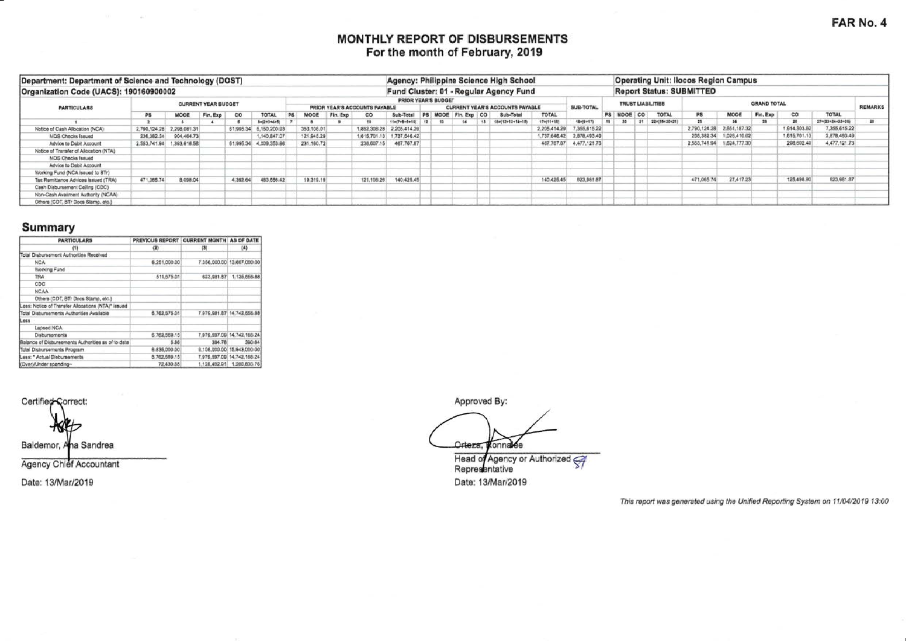**FAR No. 4**

# MONTHLY REPORT OF DISBURSEMENTS

## For the month of February, 2019

| Department: Department of Science and Technology (DOST) | Agency: Philippine Science High School | Operating Unit: Ilocos Region Campus |
|---|---|---|
| Organization Code (UACS): 190160900002 | Fund Cluster: 01 - Regular Agency Fund | Report Status: SUBMITTED |

| PARTICULARS | CURRENT YEAR BUDGET | | | | | PRIOR YEAR'S BUDGET | | | | | | | | | | | | | SUB-TOTAL | TRUST LIABILITIES | | | | GRAND TOTAL | | | | | REMARKS |
|---|---|---|---|---|---|---|---|---|---|---|---|---|---|---|---|---|---|---|---|---|---|---|---|---|---|---|---|---|---|
| | | | | | | PRIOR YEAR'S ACCOUNTS PAYABLE | | | | | CURRENT YEAR'S ACCOUNTS PAYABLE | | | | | | TOTAL | | | | | | | | | | | | |
| | PS | MOOE | Fin. Exp | CO | TOTAL | PS | MOOE | Fin. Exp | CO | Sub-Total | PS | MOOE | Fin. Exp | CO | Sub-Total | | | | PS | MOOE | CO | TOTAL | PS | MOOE | Fin. Exp | CO | TOTAL | | |
| 1 | 2 | 3 | 4 | 5 | 6=(2+3+4+5) | 7 | 8 | 9 | 10 | 11=(7+8+9+10) | 12 | 13 | 14 | 15 | 16=(12+13+14+15) | 17=(11+16) | | 18=(6+17) | 19 | 20 | 21 | 22=(19+20+21) | 23 | 24 | 25 | 26 | 27=(23+24+25+26) | 28 | |
| Notice of Cash Allocation (NCA) | 2,790,124.28 | 2,298,081.31 | | 61,995.34 | 5,150,200.93 | | 353,106.01 | | 1,852,308.28 | 2,205,414.29 | | | | | | 2,205,414.29 | | 7,355,615.22 | | | | | 2,790,124.28 | 2,651,187.32 | | 1,914,303.62 | 7,355,615.22 | | |
| MDS Checks Issued | 236,382.34 | 904,464.73 | | | 1,140,847.07 | | 121,945.29 | | 1,615,701.13 | 1,737,646.42 | | | | | | 1,737,646.42 | | 2,878,493.49 | | | | | 236,382.34 | 1,026,410.02 | | 1,615,701.13 | 2,878,493.49 | | |
| Advice to Debit Account | 2,553,741.94 | 1,393,616.58 | | 61,995.34 | 4,009,353.86 | | 231,160.72 | | 236,607.15 | 467,767.87 | | | | | | 467,767.87 | | 4,477,121.73 | | | | | 2,553,741.94 | 1,624,777.30 | | 298,602.49 | 4,477,121.73 | | |
| Notice of Transfer of Allocation (NTA) | | | | | | | | | | | | | | | | | | | | | | | | | | | | | |
| MDS Checks Issued | | | | | | | | | | | | | | | | | | | | | | | | | | | | | |
| Advice to Debit Account | | | | | | | | | | | | | | | | | | | | | | | | | | | | | |
| Working Fund (NCA issued to BTr) | | | | | | | | | | | | | | | | | | | | | | | | | | | | | |
| Tax Remittance Advices Issued (TRA) | 471,065.74 | 8,098.04 | | 4,392.64 | 483,556.42 | | 19,319.19 | | 121,106.26 | 140,425.45 | | | | | | 140,425.45 | | 623,981.87 | | | | | 471,065.74 | 27,417.23 | | 125,498.90 | 623,981.87 | | |
| Cash Disbursement Ceiling (CDC) | | | | | | | | | | | | | | | | | | | | | | | | | | | | | |
| Non-Cash Availment Authority (NCAA) | | | | | | | | | | | | | | | | | | | | | | | | | | | | | |
| Others (CDT, BTr Docs Stamp, etc.) | | | | | | | | | | | | | | | | | | | | | | | | | | | | | |

## Summary

| PARTICULARS | PREVIOUS REPORT | CURRENT MONTH | AS OF DATE |
|---|---|---|---|
| (1) | (2) | (3) | (4) |
| Total Disbursement Authorities Received | | | |
| NCA | 6,251,000.00 | 7,356,000.00 | 13,607,000.00 |
| Working Fund | | | |
| TRA | 511,575.01 | 623,981.87 | 1,135,556.88 |
| CDC | | | |
| NCAA | | | |
| Others (CDT, BTr Docs Stamp, etc.) | | | |
| Less: Notice of Transfer Allocations (NTA)* issued | | | |
| Total Disbursements Authorities Available | 6,762,575.01 | 7,979,981.87 | 14,742,556.88 |
| Less | | | |
| Lapsed NCA | | | |
| Disbursements | 6,762,569.15 | 7,979,597.09 | 14,742,166.24 |
| Balance of Disbursements Authorities as of to date | 5.86 | 384.78 | 390.64 |
| Total Disbursements Program | 6,835,000.00 | 9,108,000.00 | 15,943,000.00 |
| Less: * Actual Disbursements | 6,762,569.15 | 7,979,597.09 | 14,742,166.24 |
| (Over)/Under spending~ | 72,430.85 | 1,128,402.91 | 1,200,833.76 |

Certified Correct:

Baldemor, Ana Sandrea

Agency Chief Accountant

Date: 13/Mar/2019

Approved By:

Orteza, Ronnalee

Head of Agency or Authorized Representative

Date: 13/Mar/2019

*This report was generated using the Unified Reporting System on 11/04/2019 13:00*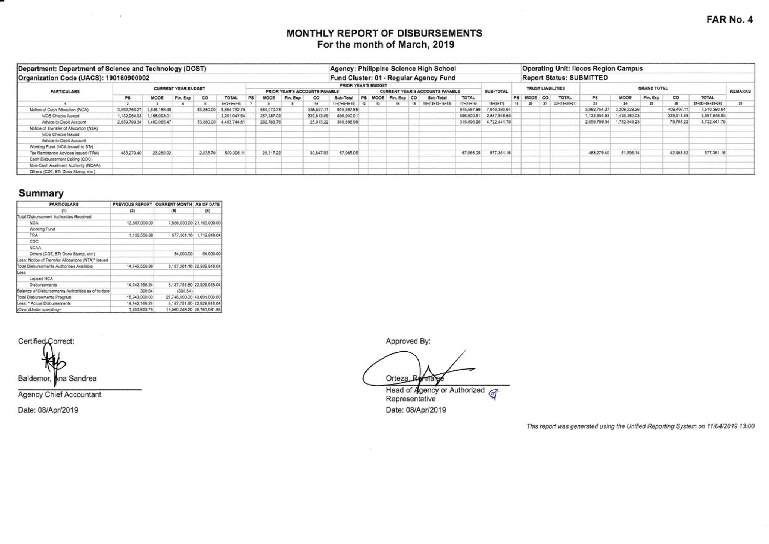# MONTHLY REPORT OF DISBURSEMENTS

## For the month of March, 2019

**FAR No. 4**

| Department: Department of Science and Technology (DOST) | Agency: Philippine Science High School | Operating Unit: Ilocos Region Campus |
|---|---|---|
| Organization Code (UACS): 190160900002 | Fund Cluster: 01 - Regular Agency Fund | Report Status: SUBMITTED |

| PARTICULARS | CURRENT YEAR BUDGET | | | | | PRIOR YEAR'S BUDGET | | | | | | | | | | | | TRUST LIABILITIES | | | | GRAND TOTAL | | | | | REMARKS |
|---|---|---|---|---|---|---|---|---|---|---|---|---|---|---|---|---|---|---|---|---|---|---|---|---|---|---|---|
| | | | | | | PRIOR YEAR'S ACCOUNTS PAYABLE | | | | | CURRENT YEAR'S ACCOUNTS PAYABLE | | | | | TOTAL | SUB-TOTAL | | | | | | | | | | |
| | PS | MOOE | Fin. Exp | CO | TOTAL | PS | MOOE | Fin. Exp | CO | Sub-Total | PS | MOOE | Fin. Exp | CO | Sub-Total | | | PS | MOOE | CO | TOTAL | PS | MOOE | Fin. Exp | CO | TOTAL | |
| 1 | 2 | 3 | 4 | 5 | 6=(2+3+4+5) | 7 | 8 | 9 | 10 | 11=(7+8+9+10) | 12 | 13 | 14 | 15 | 16=(12+13+14+15) | 17=(11+16) | 18=(6+17) | 19 | 20 | 21 | 22=(19+20+21) | 23 | 24 | 25 | 26 | 27=(23+24+25+26) | 28 |
| Notice of Cash Allocation (NCA) | 3,992,754.27 | 2,648,158.48 | | 53,880.00 | 6,694,792.75 | | 560,070.78 | | 355,527.11 | 915,597.89 | | | | | | 915,597.89 | 7,610,390.64 | | | | | 3,992,754.27 | 3,208,229.26 | | 409,407.11 | 7,610,390.64 | |
| MDS Checks Issued | 1,132,954.93 | 1,158,093.01 | | | 2,291,047.94 | | 267,287.02 | | 329,613.89 | 596,900.91 | | | | | | 596,900.91 | 2,887,948.85 | | | | | 1,132,954.93 | 1,425,380.03 | | 329,613.89 | 2,887,948.85 | |
| Advice to Debit Account | 2,859,799.34 | 1,490,065.47 | | 53,880.00 | 4,403,744.81 | | 292,783.76 | | 25,913.22 | 318,696.98 | | | | | | 318,696.98 | 4,722,441.79 | | | | | 2,859,799.34 | 1,782,849.23 | | 79,793.22 | 4,722,441.79 | |
| Notice of Transfer of Allocation (NTA) | | | | | | | | | | | | | | | | | | | | | | | | | | | |
| MDS Checks Issued | | | | | | | | | | | | | | | | | | | | | | | | | | | |
| Advice to Debit Account | | | | | | | | | | | | | | | | | | | | | | | | | | | |
| Working Fund (NCA issued to BTr) | | | | | | | | | | | | | | | | | | | | | | | | | | | |
| Tax Remittance Advices Issued (TRA) | 483,279.40 | 23,280.92 | | 2,835.79 | 509,396.11 | | 28,317.22 | | 39,647.83 | 67,965.05 | | | | | | 67,965.05 | 577,361.16 | | | | | 483,279.40 | 51,598.14 | | 42,483.62 | 577,361.16 | |
| Cash Disbursement Ceiling (CDC) | | | | | | | | | | | | | | | | | | | | | | | | | | | |
| Non-Cash Availment Authority (NCAA) | | | | | | | | | | | | | | | | | | | | | | | | | | | |
| Others (CDT, BTr Docs Stamp, etc.) | | | | | | | | | | | | | | | | | | | | | | | | | | | |

## Summary

| PARTICULARS | PREVIOUS REPORT | CURRENT MONTH | AS OF DATE |
|---|---|---|---|
| (1) | (2) | (3) | (4) |
| Total Disbursement Authorities Received | | | |
| NCA | 13,607,000.00 | 7,556,000.00 | 21,163,000.00 |
| Working Fund | | | |
| TRA | 1,135,556.88 | 577,361.16 | 1,712,918.04 |
| CDC | | | |
| NCAA | | | |
| Others (CDT, BTr Docs Stamp, etc.) | | 54,000.00 | 54,000.00 |
| Less: Notice of Transfer Allocations (NTA)* issued | | | |
| Total Disbursements Authorities Available | 14,742,556.88 | 8,187,361.16 | 22,929,918.04 |
| Less | | | |
| Lapsed NCA | | | |
| Disbursements | 14,742,166.24 | 8,187,751.80 | 22,929,918.04 |
| Balance of Disbursements Authorities as of to date | 390.64 | (390.64) | |
| Total Disbursements Program | 15,943,000.00 | 27,748,000.00 | 43,691,000.00 |
| Less: * Actual Disbursements | 14,742,166.24 | 8,187,751.80 | 22,929,918.04 |
| (Over)/Under spending~ | 1,200,833.76 | 19,560,248.20 | 20,761,081.96 |

Certified Correct:

Baldemor, Ana Sandrea

Agency Chief Accountant

Date: 08/Apr/2019

Approved By:

Orteza, Romarico

Head of Agency or Authorized Representative

Date: 08/Apr/2019

*This report was generated using the Unified Reporting System on 11/04/2019 13:00*